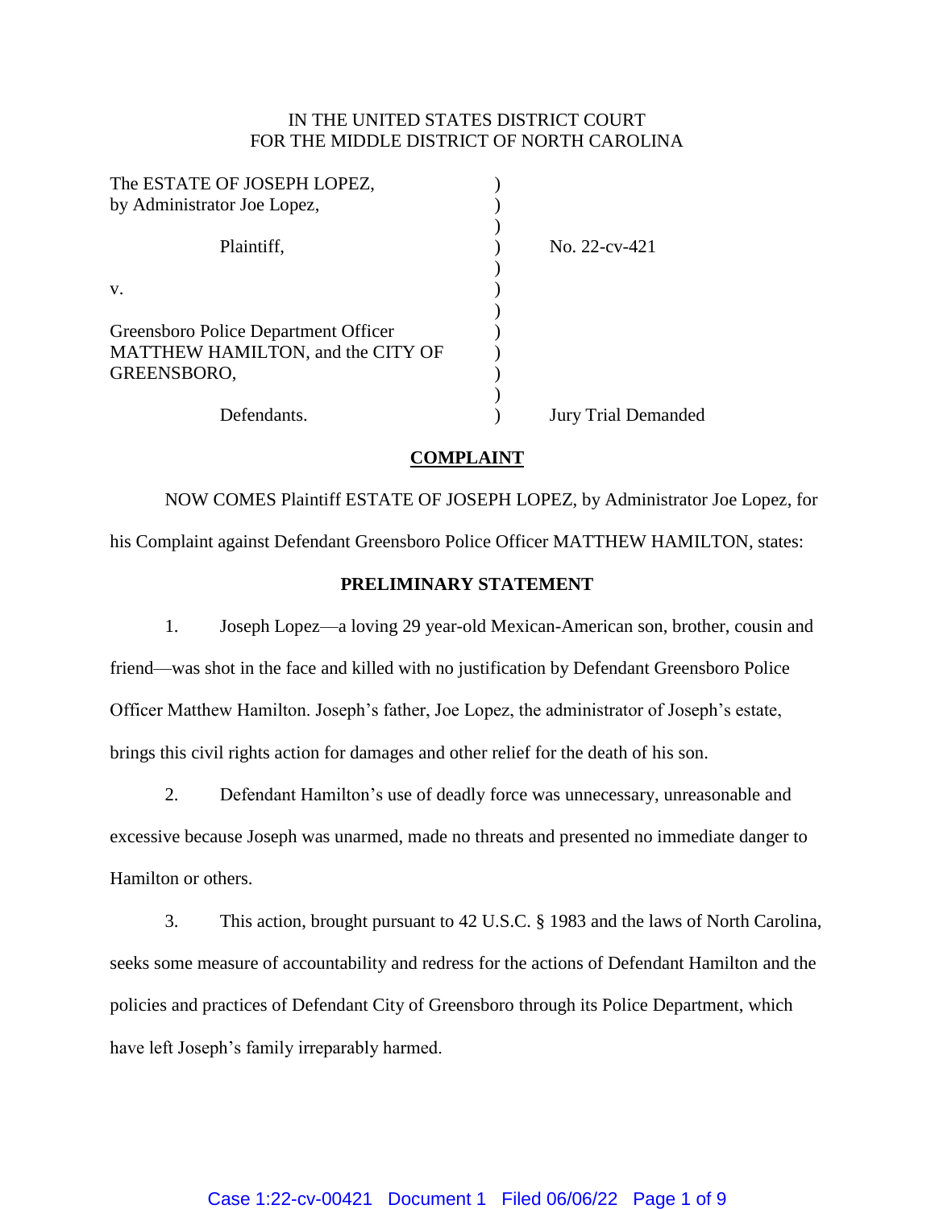IN THE UNITED STATES DISTRICT COURT
FOR THE MIDDLE DISTRICT OF NORTH CAROLINA

| | | |
|---|---|---|
| The ESTATE OF JOSEPH LOPEZ, by Administrator Joe Lopez, | ) | |
| Plaintiff, | ) | No. 22-cv-421 |
| v. | ) | |
| Greensboro Police Department Officer MATTHEW HAMILTON, and the CITY OF GREENSBORO, | ) | |
| Defendants. | ) | Jury Trial Demanded |

## COMPLAINT

NOW COMES Plaintiff ESTATE OF JOSEPH LOPEZ, by Administrator Joe Lopez, for his Complaint against Defendant Greensboro Police Officer MATTHEW HAMILTON, states:

### PRELIMINARY STATEMENT

1. Joseph Lopez—a loving 29 year-old Mexican-American son, brother, cousin and friend—was shot in the face and killed with no justification by Defendant Greensboro Police Officer Matthew Hamilton. Joseph's father, Joe Lopez, the administrator of Joseph's estate, brings this civil rights action for damages and other relief for the death of his son.

2. Defendant Hamilton's use of deadly force was unnecessary, unreasonable and excessive because Joseph was unarmed, made no threats and presented no immediate danger to Hamilton or others.

3. This action, brought pursuant to 42 U.S.C. § 1983 and the laws of North Carolina, seeks some measure of accountability and redress for the actions of Defendant Hamilton and the policies and practices of Defendant City of Greensboro through its Police Department, which have left Joseph's family irreparably harmed.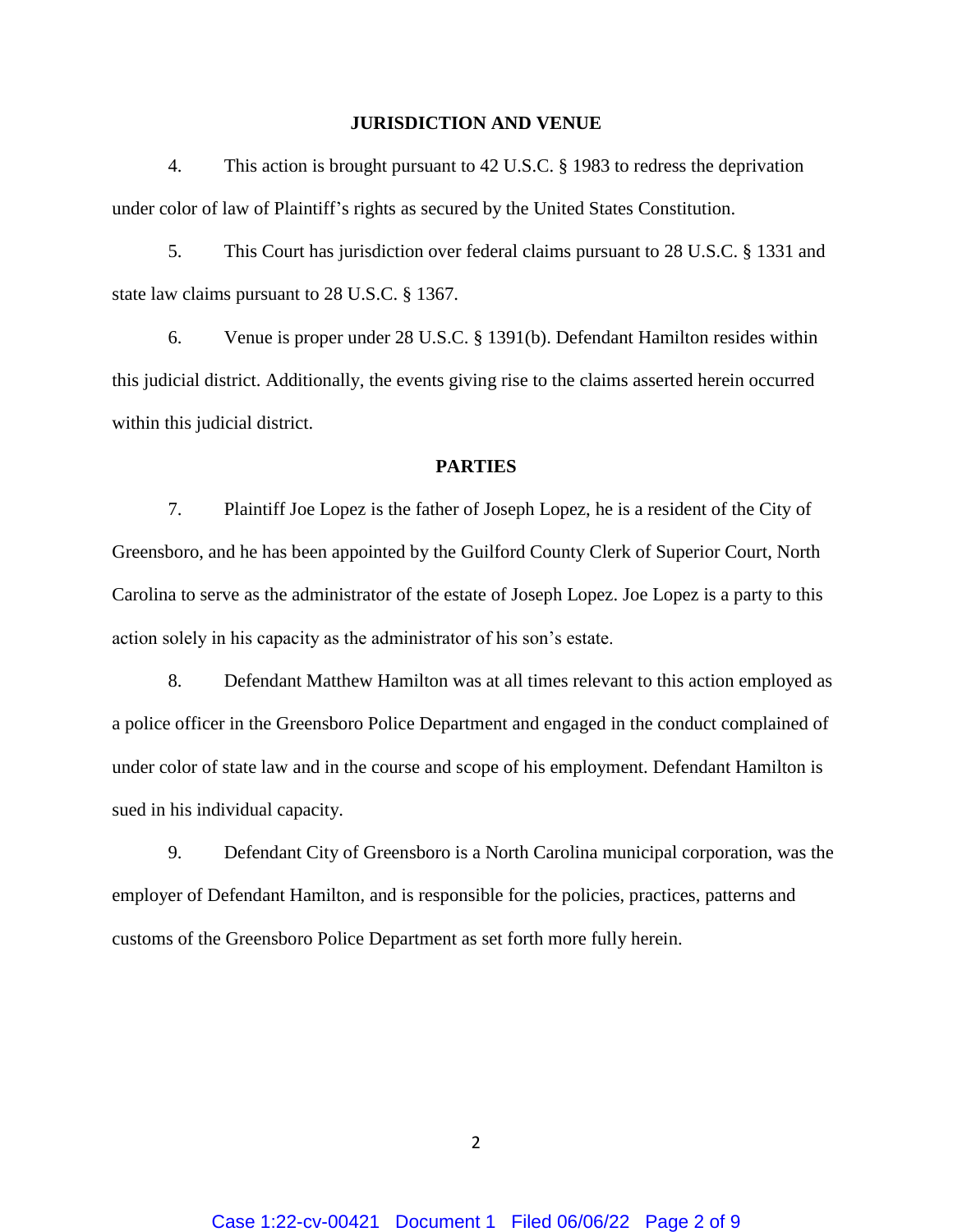## JURISDICTION AND VENUE

4. This action is brought pursuant to 42 U.S.C. § 1983 to redress the deprivation under color of law of Plaintiff's rights as secured by the United States Constitution.

5. This Court has jurisdiction over federal claims pursuant to 28 U.S.C. § 1331 and state law claims pursuant to 28 U.S.C. § 1367.

6. Venue is proper under 28 U.S.C. § 1391(b). Defendant Hamilton resides within this judicial district. Additionally, the events giving rise to the claims asserted herein occurred within this judicial district.

## PARTIES

7. Plaintiff Joe Lopez is the father of Joseph Lopez, he is a resident of the City of Greensboro, and he has been appointed by the Guilford County Clerk of Superior Court, North Carolina to serve as the administrator of the estate of Joseph Lopez. Joe Lopez is a party to this action solely in his capacity as the administrator of his son's estate.

8. Defendant Matthew Hamilton was at all times relevant to this action employed as a police officer in the Greensboro Police Department and engaged in the conduct complained of under color of state law and in the course and scope of his employment. Defendant Hamilton is sued in his individual capacity.

9. Defendant City of Greensboro is a North Carolina municipal corporation, was the employer of Defendant Hamilton, and is responsible for the policies, practices, patterns and customs of the Greensboro Police Department as set forth more fully herein.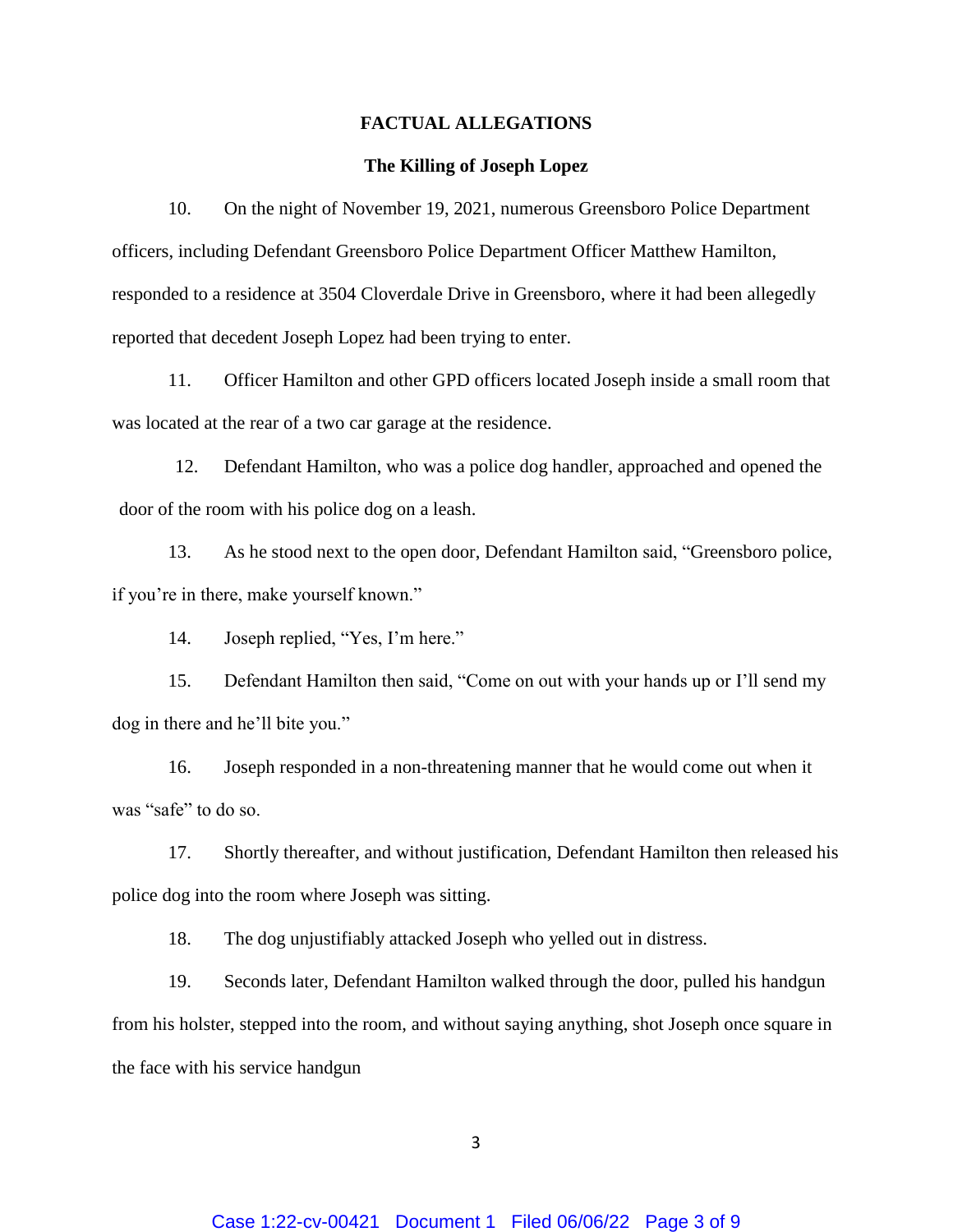## FACTUAL ALLEGATIONS

### The Killing of Joseph Lopez

10. On the night of November 19, 2021, numerous Greensboro Police Department officers, including Defendant Greensboro Police Department Officer Matthew Hamilton, responded to a residence at 3504 Cloverdale Drive in Greensboro, where it had been allegedly reported that decedent Joseph Lopez had been trying to enter.

11. Officer Hamilton and other GPD officers located Joseph inside a small room that was located at the rear of a two car garage at the residence.

12. Defendant Hamilton, who was a police dog handler, approached and opened the door of the room with his police dog on a leash.

13. As he stood next to the open door, Defendant Hamilton said, "Greensboro police, if you're in there, make yourself known."

14. Joseph replied, "Yes, I'm here."

15. Defendant Hamilton then said, "Come on out with your hands up or I'll send my dog in there and he'll bite you."

16. Joseph responded in a non-threatening manner that he would come out when it was "safe" to do so.

17. Shortly thereafter, and without justification, Defendant Hamilton then released his police dog into the room where Joseph was sitting.

18. The dog unjustifiably attacked Joseph who yelled out in distress.

19. Seconds later, Defendant Hamilton walked through the door, pulled his handgun from his holster, stepped into the room, and without saying anything, shot Joseph once square in the face with his service handgun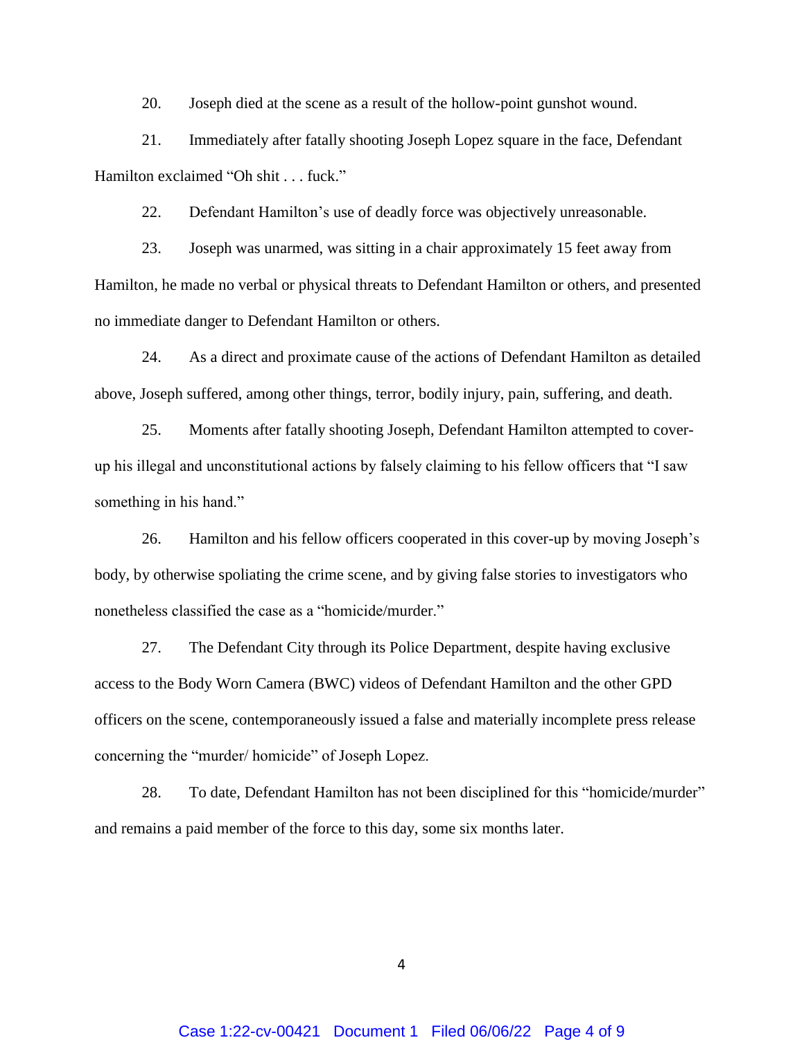20. Joseph died at the scene as a result of the hollow-point gunshot wound.

21. Immediately after fatally shooting Joseph Lopez square in the face, Defendant Hamilton exclaimed "Oh shit . . . fuck."

22. Defendant Hamilton's use of deadly force was objectively unreasonable.

23. Joseph was unarmed, was sitting in a chair approximately 15 feet away from Hamilton, he made no verbal or physical threats to Defendant Hamilton or others, and presented no immediate danger to Defendant Hamilton or others.

24. As a direct and proximate cause of the actions of Defendant Hamilton as detailed above, Joseph suffered, among other things, terror, bodily injury, pain, suffering, and death.

25. Moments after fatally shooting Joseph, Defendant Hamilton attempted to cover-up his illegal and unconstitutional actions by falsely claiming to his fellow officers that "I saw something in his hand."

26. Hamilton and his fellow officers cooperated in this cover-up by moving Joseph's body, by otherwise spoliating the crime scene, and by giving false stories to investigators who nonetheless classified the case as a "homicide/murder."

27. The Defendant City through its Police Department, despite having exclusive access to the Body Worn Camera (BWC) videos of Defendant Hamilton and the other GPD officers on the scene, contemporaneously issued a false and materially incomplete press release concerning the "murder/ homicide" of Joseph Lopez.

28. To date, Defendant Hamilton has not been disciplined for this "homicide/murder" and remains a paid member of the force to this day, some six months later.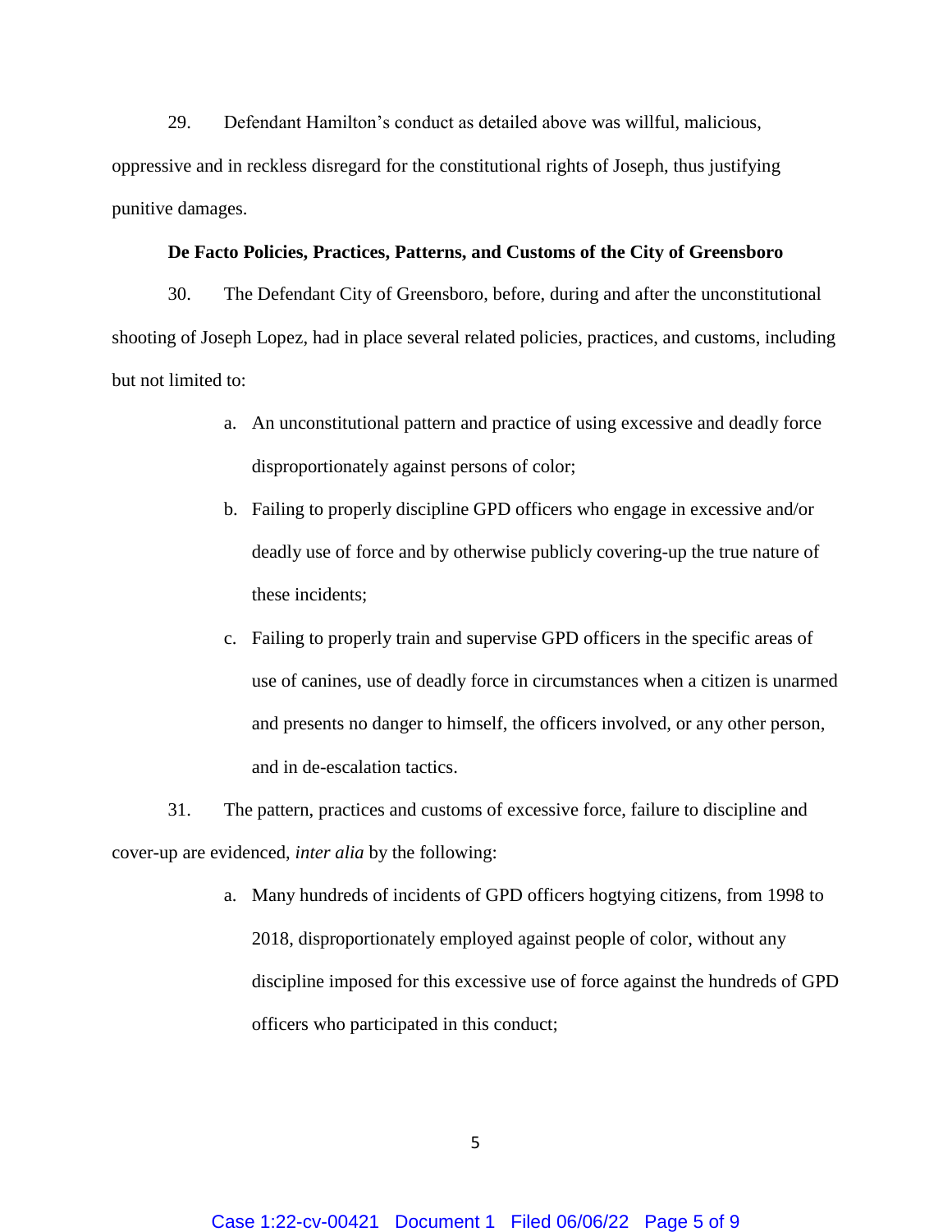29. Defendant Hamilton's conduct as detailed above was willful, malicious, oppressive and in reckless disregard for the constitutional rights of Joseph, thus justifying punitive damages.

**De Facto Policies, Practices, Patterns, and Customs of the City of Greensboro**

30. The Defendant City of Greensboro, before, during and after the unconstitutional shooting of Joseph Lopez, had in place several related policies, practices, and customs, including but not limited to:

a. An unconstitutional pattern and practice of using excessive and deadly force disproportionately against persons of color;

b. Failing to properly discipline GPD officers who engage in excessive and/or deadly use of force and by otherwise publicly covering-up the true nature of these incidents;

c. Failing to properly train and supervise GPD officers in the specific areas of use of canines, use of deadly force in circumstances when a citizen is unarmed and presents no danger to himself, the officers involved, or any other person, and in de-escalation tactics.

31. The pattern, practices and customs of excessive force, failure to discipline and cover-up are evidenced, *inter alia* by the following:

a. Many hundreds of incidents of GPD officers hogtying citizens, from 1998 to 2018, disproportionately employed against people of color, without any discipline imposed for this excessive use of force against the hundreds of GPD officers who participated in this conduct;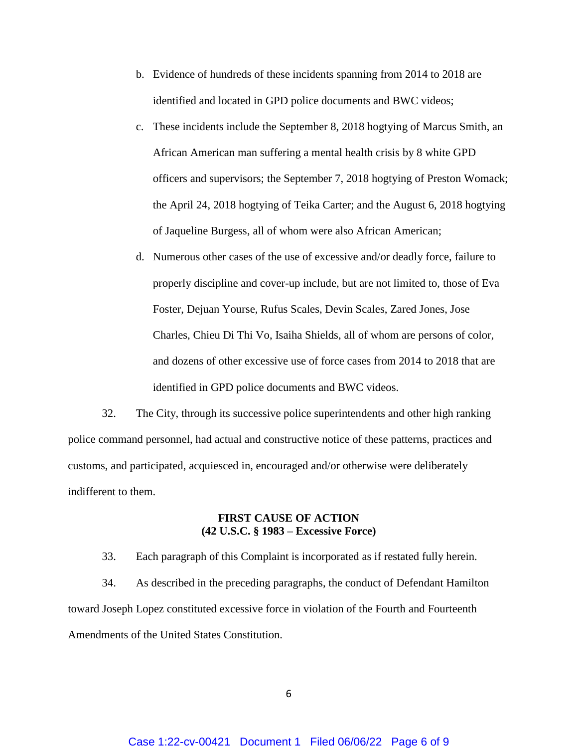b. Evidence of hundreds of these incidents spanning from 2014 to 2018 are identified and located in GPD police documents and BWC videos;

c. These incidents include the September 8, 2018 hogtying of Marcus Smith, an African American man suffering a mental health crisis by 8 white GPD officers and supervisors; the September 7, 2018 hogtying of Preston Womack; the April 24, 2018 hogtying of Teika Carter; and the August 6, 2018 hogtying of Jaqueline Burgess, all of whom were also African American;

d. Numerous other cases of the use of excessive and/or deadly force, failure to properly discipline and cover-up include, but are not limited to, those of Eva Foster, Dejuan Yourse, Rufus Scales, Devin Scales, Zared Jones, Jose Charles, Chieu Di Thi Vo, Isaiha Shields, all of whom are persons of color, and dozens of other excessive use of force cases from 2014 to 2018 that are identified in GPD police documents and BWC videos.

32. The City, through its successive police superintendents and other high ranking police command personnel, had actual and constructive notice of these patterns, practices and customs, and participated, acquiesced in, encouraged and/or otherwise were deliberately indifferent to them.

**FIRST CAUSE OF ACTION**
**(42 U.S.C. § 1983 – Excessive Force)**

33. Each paragraph of this Complaint is incorporated as if restated fully herein.

34. As described in the preceding paragraphs, the conduct of Defendant Hamilton toward Joseph Lopez constituted excessive force in violation of the Fourth and Fourteenth Amendments of the United States Constitution.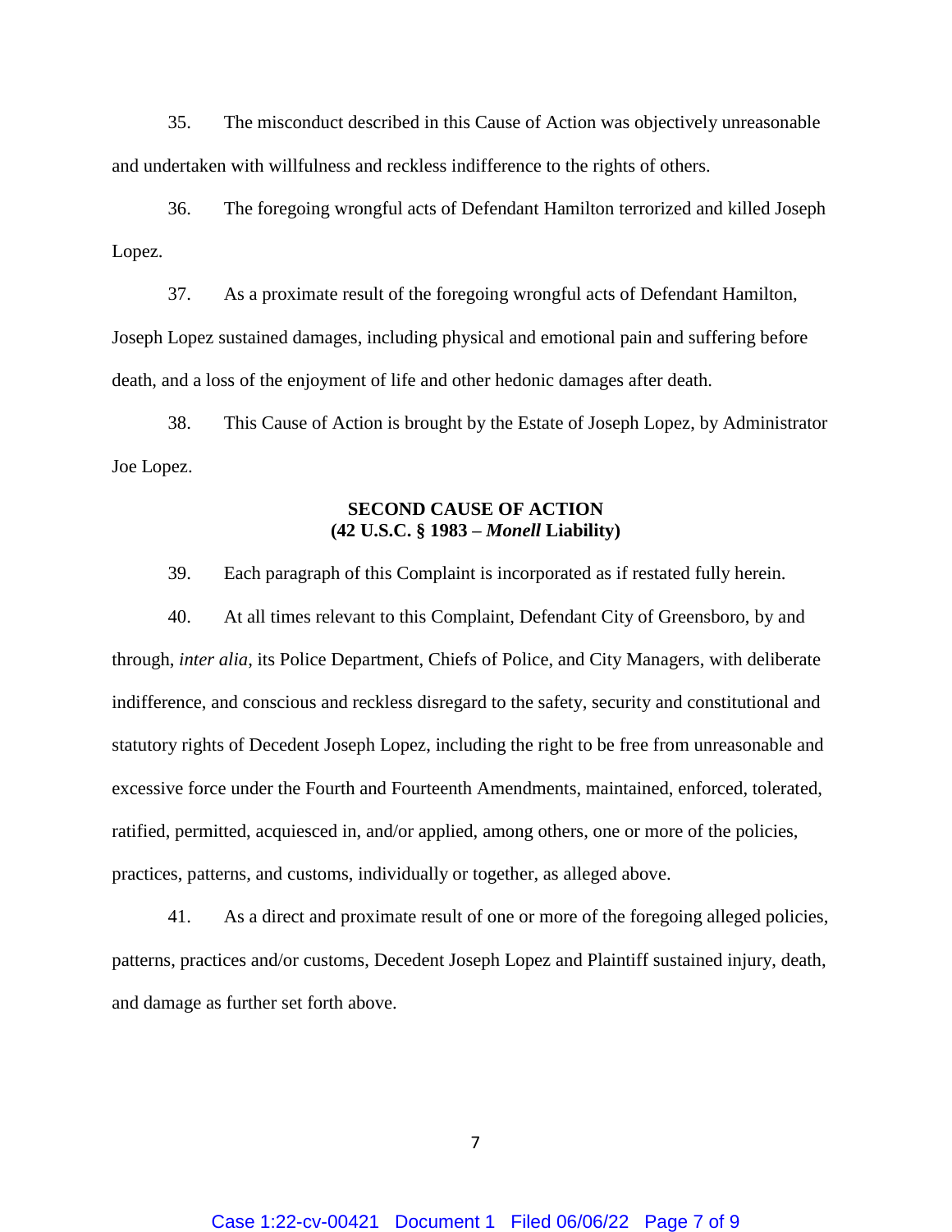35. The misconduct described in this Cause of Action was objectively unreasonable and undertaken with willfulness and reckless indifference to the rights of others.

36. The foregoing wrongful acts of Defendant Hamilton terrorized and killed Joseph Lopez.

37. As a proximate result of the foregoing wrongful acts of Defendant Hamilton, Joseph Lopez sustained damages, including physical and emotional pain and suffering before death, and a loss of the enjoyment of life and other hedonic damages after death.

38. This Cause of Action is brought by the Estate of Joseph Lopez, by Administrator Joe Lopez.

## SECOND CAUSE OF ACTION
## (42 U.S.C. § 1983 – *Monell* Liability)

39. Each paragraph of this Complaint is incorporated as if restated fully herein.

40. At all times relevant to this Complaint, Defendant City of Greensboro, by and through, *inter alia*, its Police Department, Chiefs of Police, and City Managers, with deliberate indifference, and conscious and reckless disregard to the safety, security and constitutional and statutory rights of Decedent Joseph Lopez, including the right to be free from unreasonable and excessive force under the Fourth and Fourteenth Amendments, maintained, enforced, tolerated, ratified, permitted, acquiesced in, and/or applied, among others, one or more of the policies, practices, patterns, and customs, individually or together, as alleged above.

41. As a direct and proximate result of one or more of the foregoing alleged policies, patterns, practices and/or customs, Decedent Joseph Lopez and Plaintiff sustained injury, death, and damage as further set forth above.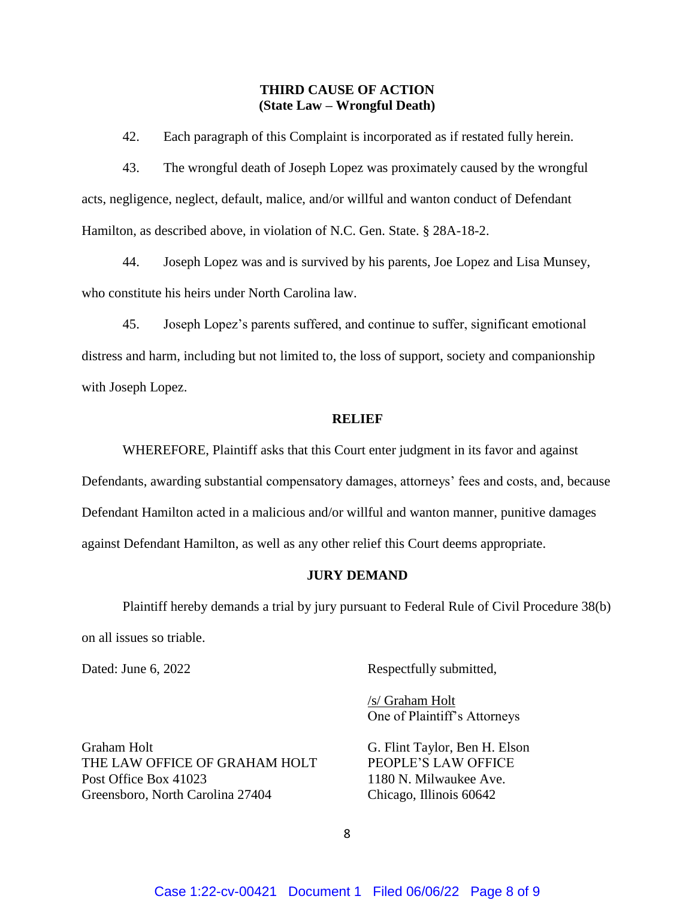**THIRD CAUSE OF ACTION**
**(State Law – Wrongful Death)**

42. Each paragraph of this Complaint is incorporated as if restated fully herein.

43. The wrongful death of Joseph Lopez was proximately caused by the wrongful acts, negligence, neglect, default, malice, and/or willful and wanton conduct of Defendant Hamilton, as described above, in violation of N.C. Gen. State. § 28A-18-2.

44. Joseph Lopez was and is survived by his parents, Joe Lopez and Lisa Munsey, who constitute his heirs under North Carolina law.

45. Joseph Lopez's parents suffered, and continue to suffer, significant emotional distress and harm, including but not limited to, the loss of support, society and companionship with Joseph Lopez.

**RELIEF**

WHEREFORE, Plaintiff asks that this Court enter judgment in its favor and against Defendants, awarding substantial compensatory damages, attorneys' fees and costs, and, because Defendant Hamilton acted in a malicious and/or willful and wanton manner, punitive damages against Defendant Hamilton, as well as any other relief this Court deems appropriate.

**JURY DEMAND**

Plaintiff hereby demands a trial by jury pursuant to Federal Rule of Civil Procedure 38(b) on all issues so triable.

Dated: June 6, 2022

Respectfully submitted,

/s/ Graham Holt
One of Plaintiff's Attorneys

Graham Holt
THE LAW OFFICE OF GRAHAM HOLT
Post Office Box 41023
Greensboro, North Carolina 27404

G. Flint Taylor, Ben H. Elson
PEOPLE'S LAW OFFICE
1180 N. Milwaukee Ave.
Chicago, Illinois 60642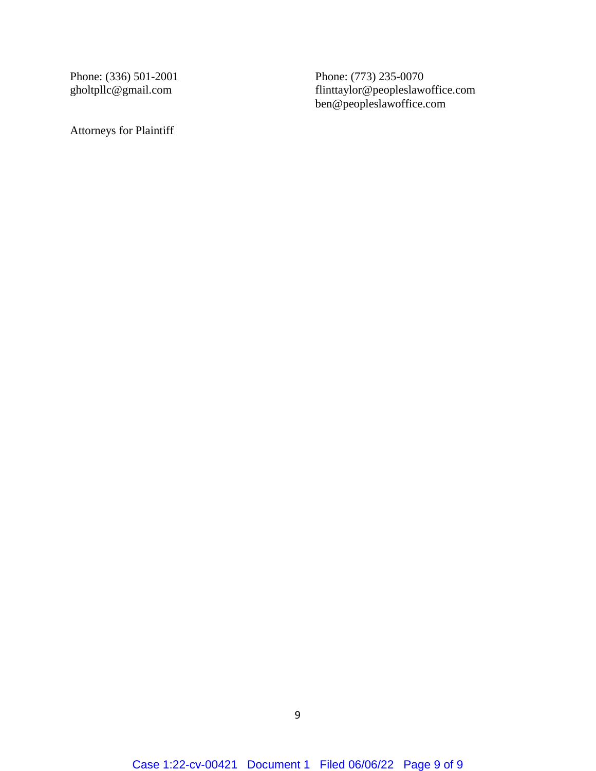Phone: (336) 501-2001
gholtpllc@gmail.com

Phone: (773) 235-0070
flinttaylor@peopleslawoffice.com
ben@peopleslawoffice.com

Attorneys for Plaintiff